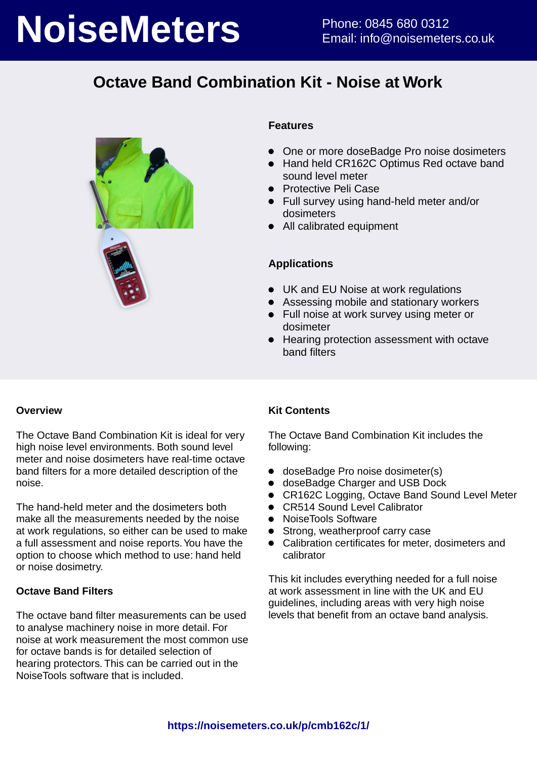# NoiseMeters

Phone: 0845 680 0312
Email: info@noisemeters.co.uk

## Octave Band Combination Kit - Noise at Work

### Features

- One or more doseBadge Pro noise dosimeters
- Hand held CR162C Optimus Red octave band sound level meter
- Protective Peli Case
- Full survey using hand-held meter and/or dosimeters
- All calibrated equipment

### Applications

- UK and EU Noise at work regulations
- Assessing mobile and stationary workers
- Full noise at work survey using meter or dosimeter
- Hearing protection assessment with octave band filters

### Overview

The Octave Band Combination Kit is ideal for very high noise level environments. Both sound level meter and noise dosimeters have real-time octave band filters for a more detailed description of the noise.

The hand-held meter and the dosimeters both make all the measurements needed by the noise at work regulations, so either can be used to make a full assessment and noise reports. You have the option to choose which method to use: hand held or noise dosimetry.

### Octave Band Filters

The octave band filter measurements can be used to analyse machinery noise in more detail. For noise at work measurement the most common use for octave bands is for detailed selection of hearing protectors. This can be carried out in the NoiseTools software that is included.

### Kit Contents

The Octave Band Combination Kit includes the following:

- doseBadge Pro noise dosimeter(s)
- doseBadge Charger and USB Dock
- CR162C Logging, Octave Band Sound Level Meter
- CR514 Sound Level Calibrator
- NoiseTools Software
- Strong, weatherproof carry case
- Calibration certificates for meter, dosimeters and calibrator

This kit includes everything needed for a full noise at work assessment in line with the UK and EU guidelines, including areas with very high noise levels that benefit from an octave band analysis.

https://noisemeters.co.uk/p/cmb162c/1/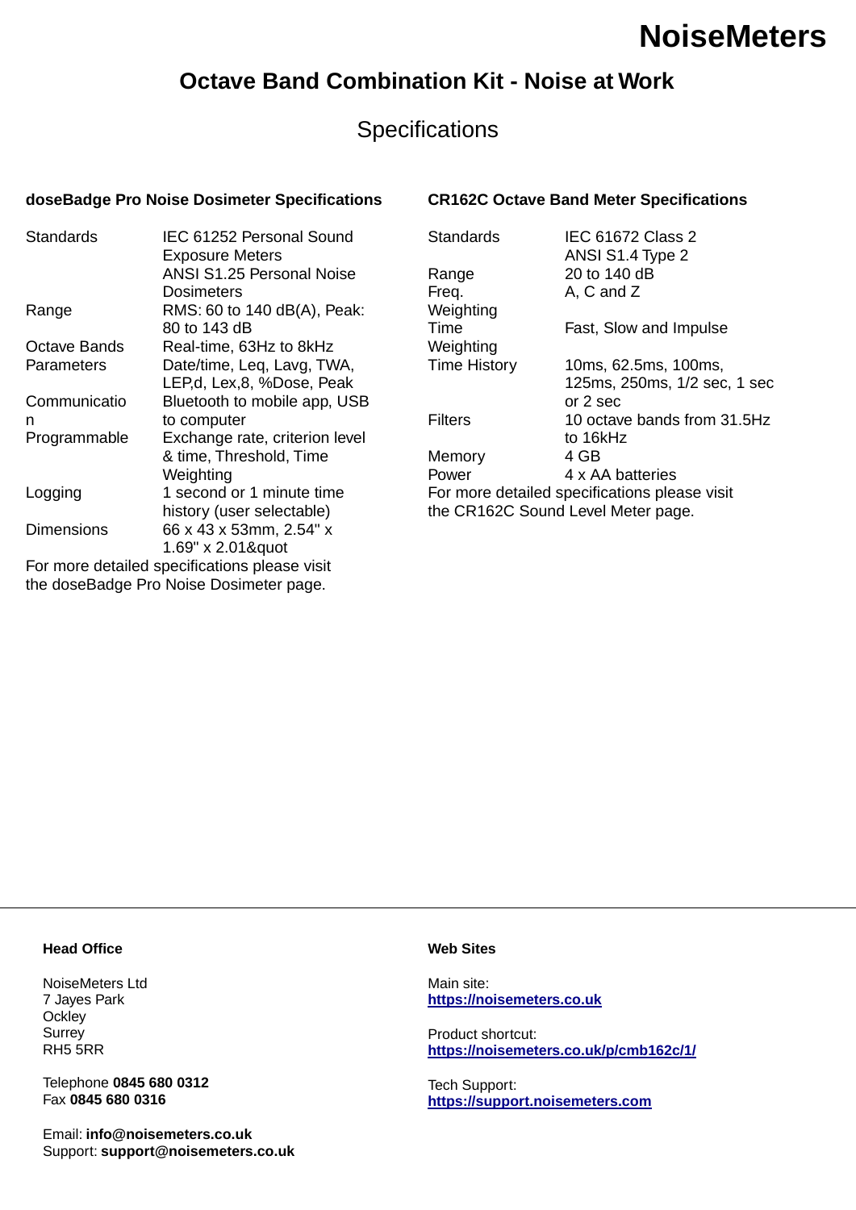# NoiseMeters

## Octave Band Combination Kit - Noise at Work

### Specifications

**doseBadge Pro Noise Dosimeter Specifications**

| | |
|---|---|
| Standards | IEC 61252 Personal Sound Exposure Meters<br>ANSI S1.25 Personal Noise Dosimeters |
| Range | RMS: 60 to 140 dB(A), Peak: 80 to 143 dB |
| Octave Bands | Real-time, 63Hz to 8kHz |
| Parameters | Date/time, Leq, Lavg, TWA, LEP,d, Lex,8, %Dose, Peak |
| Communication | Bluetooth to mobile app, USB to computer |
| Programmable | Exchange rate, criterion level & time, Threshold, Time Weighting |
| Logging | 1 second or 1 minute time history (user selectable) |
| Dimensions | 66 x 43 x 53mm, 2.54" x 1.69" x 2.01&quot |

For more detailed specifications please visit the doseBadge Pro Noise Dosimeter page.

**CR162C Octave Band Meter Specifications**

| | |
|---|---|
| Standards | IEC 61672 Class 2<br>ANSI S1.4 Type 2 |
| Range | 20 to 140 dB |
| Freq. Weighting | A, C and Z |
| Time Weighting | Fast, Slow and Impulse |
| Time History | 10ms, 62.5ms, 100ms, 125ms, 250ms, 1/2 sec, 1 sec or 2 sec |
| Filters | 10 octave bands from 31.5Hz to 16kHz |
| Memory | 4 GB |
| Power | 4 x AA batteries |

For more detailed specifications please visit the CR162C Sound Level Meter page.

**Head Office**

NoiseMeters Ltd
7 Jayes Park
Ockley
Surrey
RH5 5RR

Telephone **0845 680 0312**
Fax **0845 680 0316**

Email: **info@noisemeters.co.uk**
Support: **support@noisemeters.co.uk**

**Web Sites**

Main site:
**https://noisemeters.co.uk**

Product shortcut:
**https://noisemeters.co.uk/p/cmb162c/1/**

Tech Support:
**https://support.noisemeters.com**